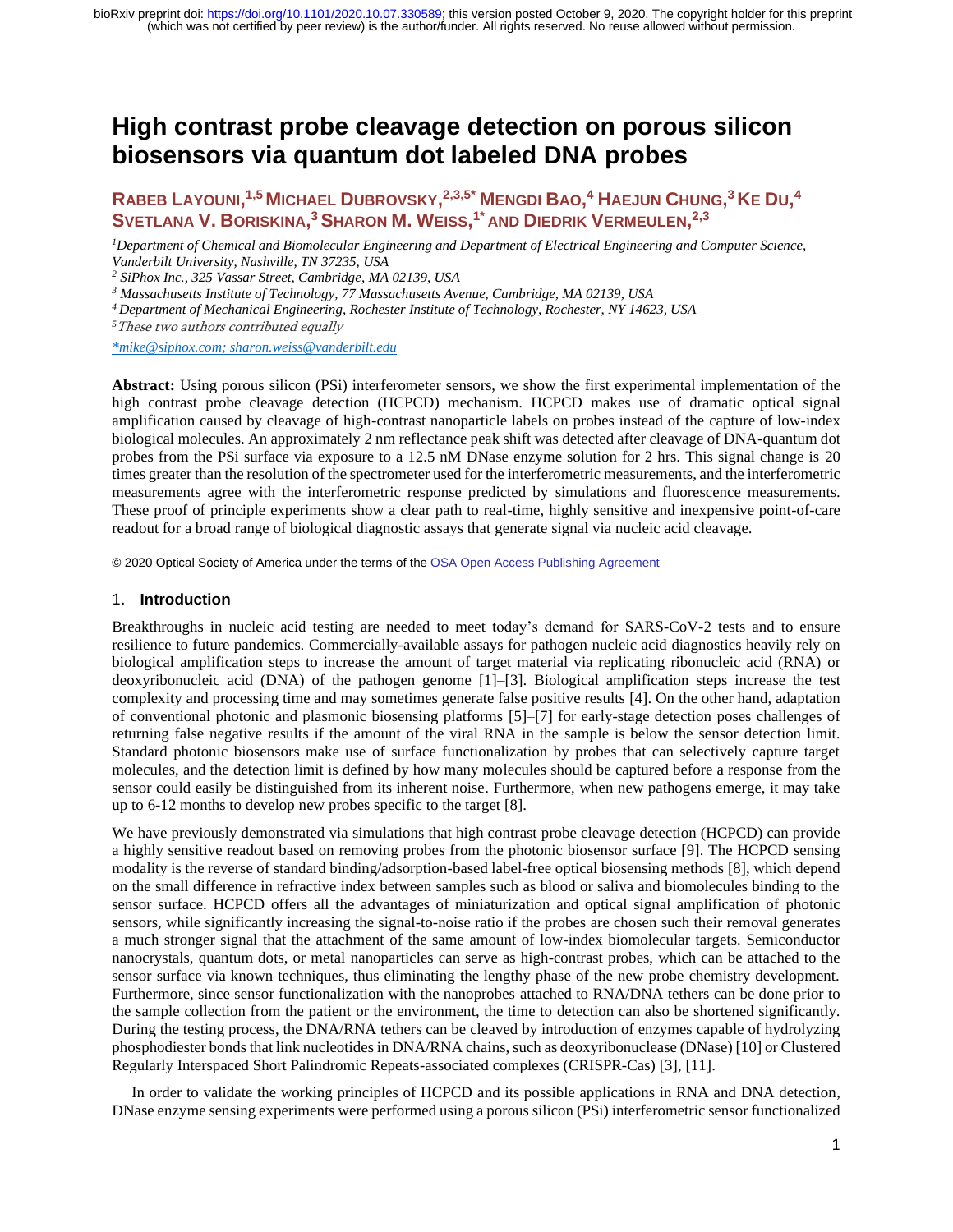# High contrast probe cleavage detection on porous silicon biosensors via quantum dot labeled DNA probes

**RABEB LAYOUNI,[1,5] MICHAEL DUBROVSKY,[2,3,5*] MENGDI BAO,[4] HAEJUN CHUNG,[3] KE DU,[4] SVETLANA V. BORISKINA,[3] SHARON M. WEISS,[1*] AND DIEDRIK VERMEULEN,[2,3]**

[1] *Department of Chemical and Biomolecular Engineering and Department of Electrical Engineering and Computer Science, Vanderbilt University, Nashville, TN 37235, USA*
[2] *SiPhox Inc., 325 Vassar Street, Cambridge, MA 02139, USA*
[3] *Massachusetts Institute of Technology, 77 Massachusetts Avenue, Cambridge, MA 02139, USA*
[4] *Department of Mechanical Engineering, Rochester Institute of Technology, Rochester, NY 14623, USA*
[5] *These two authors contributed equally*
*mike@siphox.com; sharon.weiss@vanderbilt.edu*

**Abstract:** Using porous silicon (PSi) interferometer sensors, we show the first experimental implementation of the high contrast probe cleavage detection (HCPCD) mechanism. HCPCD makes use of dramatic optical signal amplification caused by cleavage of high-contrast nanoparticle labels on probes instead of the capture of low-index biological molecules. An approximately 2 nm reflectance peak shift was detected after cleavage of DNA-quantum dot probes from the PSi surface via exposure to a 12.5 nM DNase enzyme solution for 2 hrs. This signal change is 20 times greater than the resolution of the spectrometer used for the interferometric measurements, and the interferometric measurements agree with the interferometric response predicted by simulations and fluorescence measurements. These proof of principle experiments show a clear path to real-time, highly sensitive and inexpensive point-of-care readout for a broad range of biological diagnostic assays that generate signal via nucleic acid cleavage.

© 2020 Optical Society of America under the terms of the OSA Open Access Publishing Agreement

## 1. Introduction

Breakthroughs in nucleic acid testing are needed to meet today's demand for SARS-CoV-2 tests and to ensure resilience to future pandemics. Commercially-available assays for pathogen nucleic acid diagnostics heavily rely on biological amplification steps to increase the amount of target material via replicating ribonucleic acid (RNA) or deoxyribonucleic acid (DNA) of the pathogen genome [1]–[3]. Biological amplification steps increase the test complexity and processing time and may sometimes generate false positive results [4]. On the other hand, adaptation of conventional photonic and plasmonic biosensing platforms [5]–[7] for early-stage detection poses challenges of returning false negative results if the amount of the viral RNA in the sample is below the sensor detection limit. Standard photonic biosensors make use of surface functionalization by probes that can selectively capture target molecules, and the detection limit is defined by how many molecules should be captured before a response from the sensor could easily be distinguished from its inherent noise. Furthermore, when new pathogens emerge, it may take up to 6-12 months to develop new probes specific to the target [8].

We have previously demonstrated via simulations that high contrast probe cleavage detection (HCPCD) can provide a highly sensitive readout based on removing probes from the photonic biosensor surface [9]. The HCPCD sensing modality is the reverse of standard binding/adsorption-based label-free optical biosensing methods [8], which depend on the small difference in refractive index between samples such as blood or saliva and biomolecules binding to the sensor surface. HCPCD offers all the advantages of miniaturization and optical signal amplification of photonic sensors, while significantly increasing the signal-to-noise ratio if the probes are chosen such their removal generates a much stronger signal that the attachment of the same amount of low-index biomolecular targets. Semiconductor nanocrystals, quantum dots, or metal nanoparticles can serve as high-contrast probes, which can be attached to the sensor surface via known techniques, thus eliminating the lengthy phase of the new probe chemistry development. Furthermore, since sensor functionalization with the nanoprobes attached to RNA/DNA tethers can be done prior to the sample collection from the patient or the environment, the time to detection can also be shortened significantly. During the testing process, the DNA/RNA tethers can be cleaved by introduction of enzymes capable of hydrolyzing phosphodiester bonds that link nucleotides in DNA/RNA chains, such as deoxyribonuclease (DNase) [10] or Clustered Regularly Interspaced Short Palindromic Repeats-associated complexes (CRISPR-Cas) [3], [11].

In order to validate the working principles of HCPCD and its possible applications in RNA and DNA detection, DNase enzyme sensing experiments were performed using a porous silicon (PSi) interferometric sensor functionalized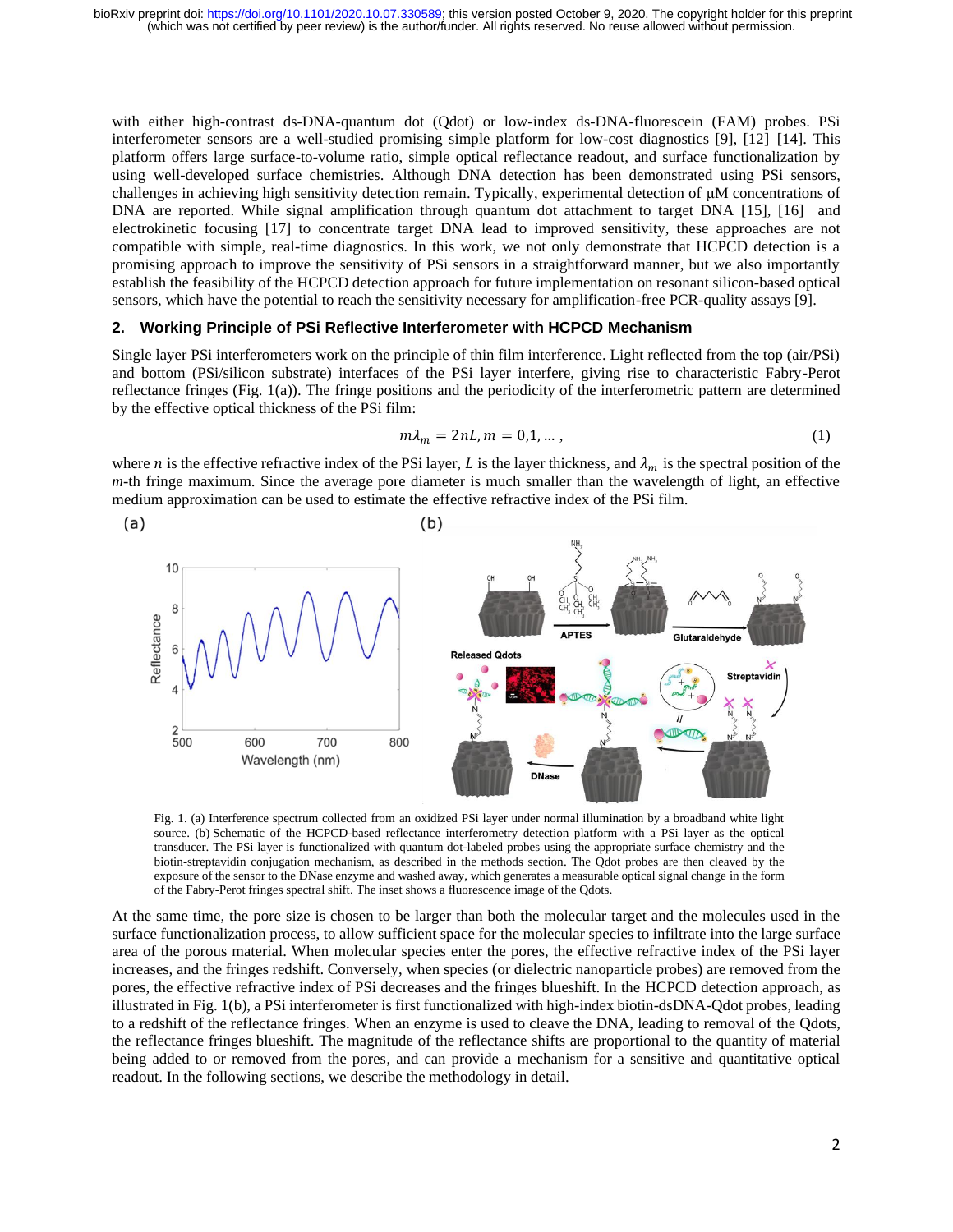with either high-contrast ds-DNA-quantum dot (Qdot) or low-index ds-DNA-fluorescein (FAM) probes. PSi interferometer sensors are a well-studied promising simple platform for low-cost diagnostics [9], [12]–[14]. This platform offers large surface-to-volume ratio, simple optical reflectance readout, and surface functionalization by using well-developed surface chemistries. Although DNA detection has been demonstrated using PSi sensors, challenges in achieving high sensitivity detection remain. Typically, experimental detection of μM concentrations of DNA are reported. While signal amplification through quantum dot attachment to target DNA [15], [16] and electrokinetic focusing [17] to concentrate target DNA lead to improved sensitivity, these approaches are not compatible with simple, real-time diagnostics. In this work, we not only demonstrate that HCPCD detection is a promising approach to improve the sensitivity of PSi sensors in a straightforward manner, but we also importantly establish the feasibility of the HCPCD detection approach for future implementation on resonant silicon-based optical sensors, which have the potential to reach the sensitivity necessary for amplification-free PCR-quality assays [9].

## 2. Working Principle of PSi Reflective Interferometer with HCPCD Mechanism

Single layer PSi interferometers work on the principle of thin film interference. Light reflected from the top (air/PSi) and bottom (PSi/silicon substrate) interfaces of the PSi layer interfere, giving rise to characteristic Fabry-Perot reflectance fringes (Fig. 1(a)). The fringe positions and the periodicity of the interferometric pattern are determined by the effective optical thickness of the PSi film:

$$m\lambda_m = 2nL, m = 0,1,\dots, \tag{1}$$

where $n$ is the effective refractive index of the PSi layer, $L$ is the layer thickness, and $\lambda_m$ is the spectral position of the $m$-th fringe maximum. Since the average pore diameter is much smaller than the wavelength of light, an effective medium approximation can be used to estimate the effective refractive index of the PSi film.

Fig. 1. (a) Interference spectrum collected from an oxidized PSi layer under normal illumination by a broadband white light source. (b) Schematic of the HCPCD-based reflectance interferometry detection platform with a PSi layer as the optical transducer. The PSi layer is functionalized with quantum dot-labeled probes using the appropriate surface chemistry and the biotin-streptavidin conjugation mechanism, as described in the methods section. The Qdot probes are then cleaved by the exposure of the sensor to the DNase enzyme and washed away, which generates a measurable optical signal change in the form of the Fabry-Perot fringes spectral shift. The inset shows a fluorescence image of the Qdots.

At the same time, the pore size is chosen to be larger than both the molecular target and the molecules used in the surface functionalization process, to allow sufficient space for the molecular species to infiltrate into the large surface area of the porous material. When molecular species enter the pores, the effective refractive index of the PSi layer increases, and the fringes redshift. Conversely, when species (or dielectric nanoparticle probes) are removed from the pores, the effective refractive index of PSi decreases and the fringes blueshift. In the HCPCD detection approach, as illustrated in Fig. 1(b), a PSi interferometer is first functionalized with high-index biotin-dsDNA-Qdot probes, leading to a redshift of the reflectance fringes. When an enzyme is used to cleave the DNA, leading to removal of the Qdots, the reflectance fringes blueshift. The magnitude of the reflectance shifts are proportional to the quantity of material being added to or removed from the pores, and can provide a mechanism for a sensitive and quantitative optical readout. In the following sections, we describe the methodology in detail.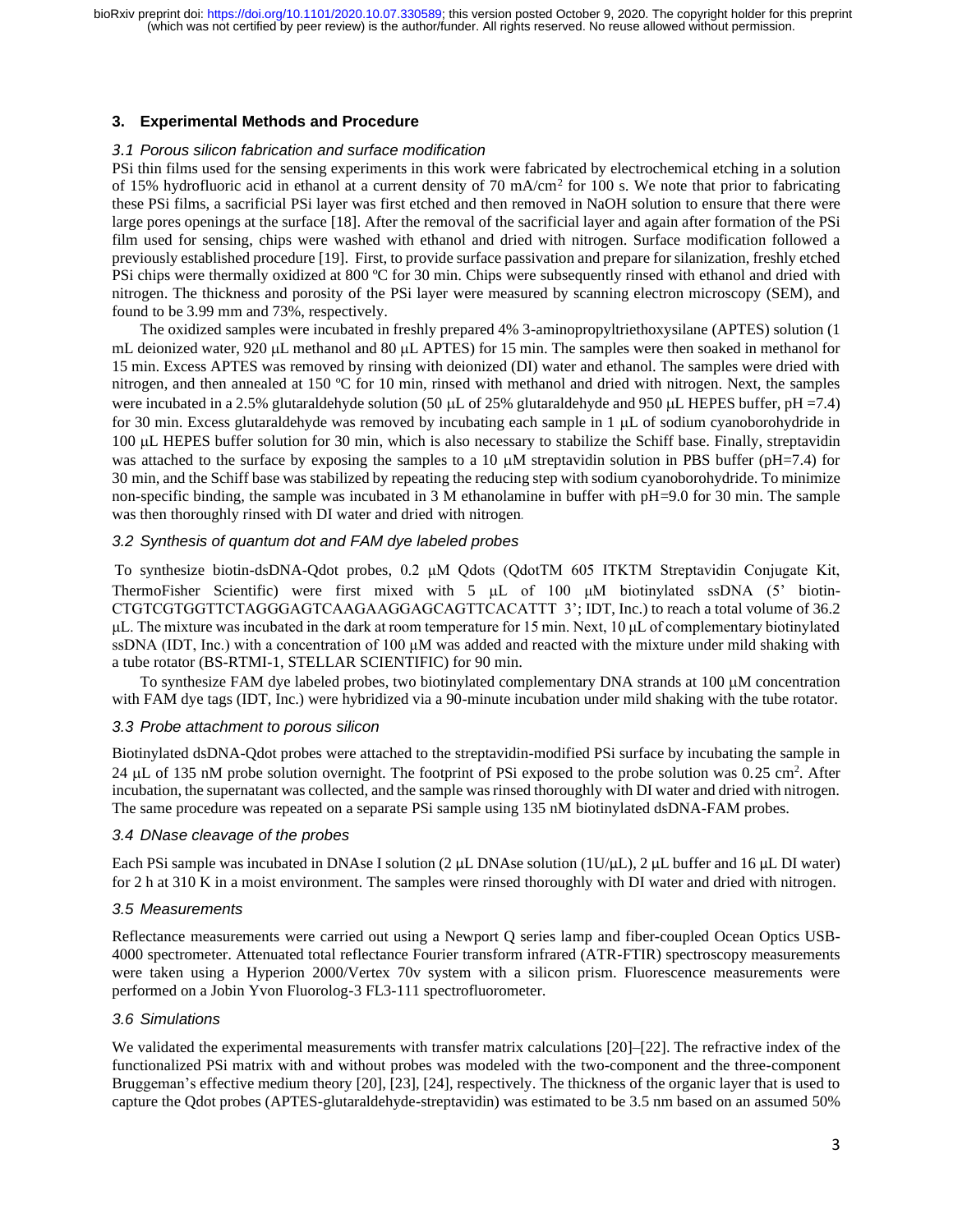## 3. Experimental Methods and Procedure

### *3.1 Porous silicon fabrication and surface modification*

PSi thin films used for the sensing experiments in this work were fabricated by electrochemical etching in a solution of 15% hydrofluoric acid in ethanol at a current density of 70 mA/cm$^2$ for 100 s. We note that prior to fabricating these PSi films, a sacrificial PSi layer was first etched and then removed in NaOH solution to ensure that there were large pores openings at the surface [18]. After the removal of the sacrificial layer and again after formation of the PSi film used for sensing, chips were washed with ethanol and dried with nitrogen. Surface modification followed a previously established procedure [19]. First, to provide surface passivation and prepare for silanization, freshly etched PSi chips were thermally oxidized at 800 ºC for 30 min. Chips were subsequently rinsed with ethanol and dried with nitrogen. The thickness and porosity of the PSi layer were measured by scanning electron microscopy (SEM), and found to be 3.99 mm and 73%, respectively.

The oxidized samples were incubated in freshly prepared 4% 3-aminopropyltriethoxysilane (APTES) solution (1 mL deionized water, 920 μL methanol and 80 μL APTES) for 15 min. The samples were then soaked in methanol for 15 min. Excess APTES was removed by rinsing with deionized (DI) water and ethanol. The samples were dried with nitrogen, and then annealed at 150 ºC for 10 min, rinsed with methanol and dried with nitrogen. Next, the samples were incubated in a 2.5% glutaraldehyde solution (50 μL of 25% glutaraldehyde and 950 μL HEPES buffer, pH =7.4) for 30 min. Excess glutaraldehyde was removed by incubating each sample in 1 μL of sodium cyanoborohydride in 100 μL HEPES buffer solution for 30 min, which is also necessary to stabilize the Schiff base. Finally, streptavidin was attached to the surface by exposing the samples to a 10 μM streptavidin solution in PBS buffer (pH=7.4) for 30 min, and the Schiff base was stabilized by repeating the reducing step with sodium cyanoborohydride. To minimize non-specific binding, the sample was incubated in 3 M ethanolamine in buffer with pH=9.0 for 30 min. The sample was then thoroughly rinsed with DI water and dried with nitrogen.

### *3.2 Synthesis of quantum dot and FAM dye labeled probes*

To synthesize biotin-dsDNA-Qdot probes, 0.2 μM Qdots (QdotTM 605 ITKTM Streptavidin Conjugate Kit, ThermoFisher Scientific) were first mixed with 5 μL of 100 μM biotinylated ssDNA (5' biotin-CTGTCGTGGTTCTAGGGAGTCAAGAAGGAGCAGTTCACATTT 3'; IDT, Inc.) to reach a total volume of 36.2 μL. The mixture was incubated in the dark at room temperature for 15 min. Next, 10 μL of complementary biotinylated ssDNA (IDT, Inc.) with a concentration of 100 μM was added and reacted with the mixture under mild shaking with a tube rotator (BS-RTMI-1, STELLAR SCIENTIFIC) for 90 min.

To synthesize FAM dye labeled probes, two biotinylated complementary DNA strands at 100 μM concentration with FAM dye tags (IDT, Inc.) were hybridized via a 90-minute incubation under mild shaking with the tube rotator.

### *3.3 Probe attachment to porous silicon*

Biotinylated dsDNA-Qdot probes were attached to the streptavidin-modified PSi surface by incubating the sample in 24 μL of 135 nM probe solution overnight. The footprint of PSi exposed to the probe solution was 0.25 cm$^2$. After incubation, the supernatant was collected, and the sample was rinsed thoroughly with DI water and dried with nitrogen. The same procedure was repeated on a separate PSi sample using 135 nM biotinylated dsDNA-FAM probes.

### *3.4 DNase cleavage of the probes*

Each PSi sample was incubated in DNAse I solution (2 μL DNAse solution (1U/μL), 2 μL buffer and 16 μL DI water) for 2 h at 310 K in a moist environment. The samples were rinsed thoroughly with DI water and dried with nitrogen.

### *3.5 Measurements*

Reflectance measurements were carried out using a Newport Q series lamp and fiber-coupled Ocean Optics USB-4000 spectrometer. Attenuated total reflectance Fourier transform infrared (ATR-FTIR) spectroscopy measurements were taken using a Hyperion 2000/Vertex 70v system with a silicon prism. Fluorescence measurements were performed on a Jobin Yvon Fluorolog-3 FL3-111 spectrofluorometer.

### *3.6 Simulations*

We validated the experimental measurements with transfer matrix calculations [20]–[22]. The refractive index of the functionalized PSi matrix with and without probes was modeled with the two-component and the three-component Bruggeman's effective medium theory [20], [23], [24], respectively. The thickness of the organic layer that is used to capture the Qdot probes (APTES-glutaraldehyde-streptavidin) was estimated to be 3.5 nm based on an assumed 50%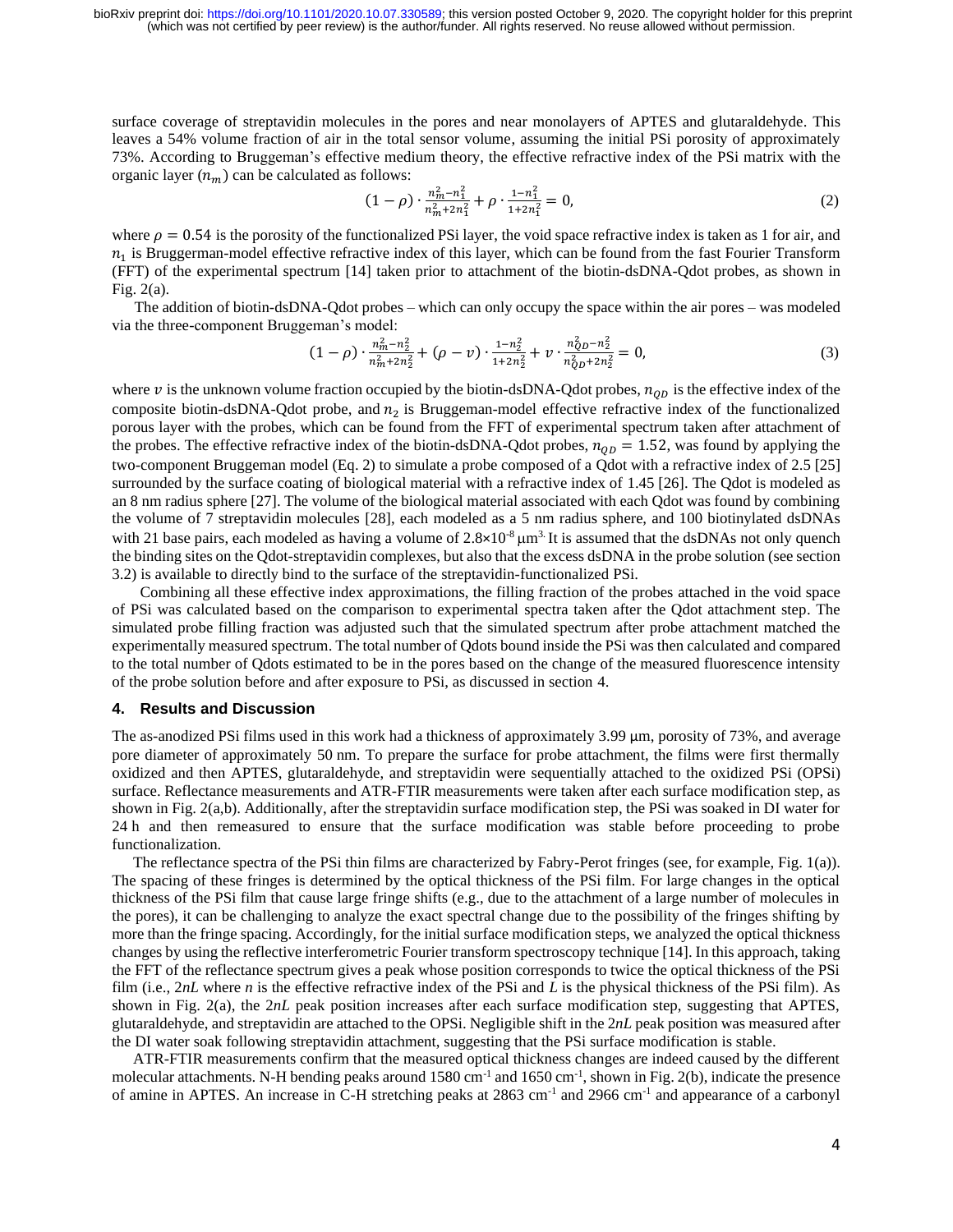surface coverage of streptavidin molecules in the pores and near monolayers of APTES and glutaraldehyde. This leaves a 54% volume fraction of air in the total sensor volume, assuming the initial PSi porosity of approximately 73%. According to Bruggeman's effective medium theory, the effective refractive index of the PSi matrix with the organic layer ($n_m$) can be calculated as follows:

$$(1-\rho)\cdot\frac{n_m^2-n_1^2}{n_m^2+2n_1^2}+\rho\cdot\frac{1-n_1^2}{1+2n_1^2}=0, \tag{2}$$

where $\rho = 0.54$ is the porosity of the functionalized PSi layer, the void space refractive index is taken as 1 for air, and $n_1$ is Bruggerman-model effective refractive index of this layer, which can be found from the fast Fourier Transform (FFT) of the experimental spectrum [14] taken prior to attachment of the biotin-dsDNA-Qdot probes, as shown in Fig. 2(a).

The addition of biotin-dsDNA-Qdot probes – which can only occupy the space within the air pores – was modeled via the three-component Bruggeman's model:

$$(1-\rho)\cdot\frac{n_m^2-n_2^2}{n_m^2+2n_2^2}+(\rho-v)\cdot\frac{1-n_2^2}{1+2n_2^2}+v\cdot\frac{n_{QD}^2-n_2^2}{n_{QD}^2+2n_2^2}=0, \tag{3}$$

where $v$ is the unknown volume fraction occupied by the biotin-dsDNA-Qdot probes, $n_{QD}$ is the effective index of the composite biotin-dsDNA-Qdot probe, and $n_2$ is Bruggeman-model effective refractive index of the functionalized porous layer with the probes, which can be found from the FFT of experimental spectrum taken after attachment of the probes. The effective refractive index of the biotin-dsDNA-Qdot probes, $n_{QD} = 1.52$, was found by applying the two-component Bruggeman model (Eq. 2) to simulate a probe composed of a Qdot with a refractive index of 2.5 [25] surrounded by the surface coating of biological material with a refractive index of 1.45 [26]. The Qdot is modeled as an 8 nm radius sphere [27]. The volume of the biological material associated with each Qdot was found by combining the volume of 7 streptavidin molecules [28], each modeled as a 5 nm radius sphere, and 100 biotinylated dsDNAs with 21 base pairs, each modeled as having a volume of $2.8\times10^{-8}$ μm$^3$. It is assumed that the dsDNAs not only quench the binding sites on the Qdot-streptavidin complexes, but also that the excess dsDNA in the probe solution (see section 3.2) is available to directly bind to the surface of the streptavidin-functionalized PSi.

Combining all these effective index approximations, the filling fraction of the probes attached in the void space of PSi was calculated based on the comparison to experimental spectra taken after the Qdot attachment step. The simulated probe filling fraction was adjusted such that the simulated spectrum after probe attachment matched the experimentally measured spectrum. The total number of Qdots bound inside the PSi was then calculated and compared to the total number of Qdots estimated to be in the pores based on the change of the measured fluorescence intensity of the probe solution before and after exposure to PSi, as discussed in section 4.

## 4. Results and Discussion

The as-anodized PSi films used in this work had a thickness of approximately 3.99 μm, porosity of 73%, and average pore diameter of approximately 50 nm. To prepare the surface for probe attachment, the films were first thermally oxidized and then APTES, glutaraldehyde, and streptavidin were sequentially attached to the oxidized PSi (OPSi) surface. Reflectance measurements and ATR-FTIR measurements were taken after each surface modification step, as shown in Fig. 2(a,b). Additionally, after the streptavidin surface modification step, the PSi was soaked in DI water for 24 h and then remeasured to ensure that the surface modification was stable before proceeding to probe functionalization.

The reflectance spectra of the PSi thin films are characterized by Fabry-Perot fringes (see, for example, Fig. 1(a)). The spacing of these fringes is determined by the optical thickness of the PSi film. For large changes in the optical thickness of the PSi film that cause large fringe shifts (e.g., due to the attachment of a large number of molecules in the pores), it can be challenging to analyze the exact spectral change due to the possibility of the fringes shifting by more than the fringe spacing. Accordingly, for the initial surface modification steps, we analyzed the optical thickness changes by using the reflective interferometric Fourier transform spectroscopy technique [14]. In this approach, taking the FFT of the reflectance spectrum gives a peak whose position corresponds to twice the optical thickness of the PSi film (i.e., $2nL$ where $n$ is the effective refractive index of the PSi and $L$ is the physical thickness of the PSi film). As shown in Fig. 2(a), the $2nL$ peak position increases after each surface modification step, suggesting that APTES, glutaraldehyde, and streptavidin are attached to the OPSi. Negligible shift in the $2nL$ peak position was measured after the DI water soak following streptavidin attachment, suggesting that the PSi surface modification is stable.

ATR-FTIR measurements confirm that the measured optical thickness changes are indeed caused by the different molecular attachments. N-H bending peaks around 1580 cm$^{-1}$ and 1650 cm$^{-1}$, shown in Fig. 2(b), indicate the presence of amine in APTES. An increase in C-H stretching peaks at 2863 cm$^{-1}$ and 2966 cm$^{-1}$ and appearance of a carbonyl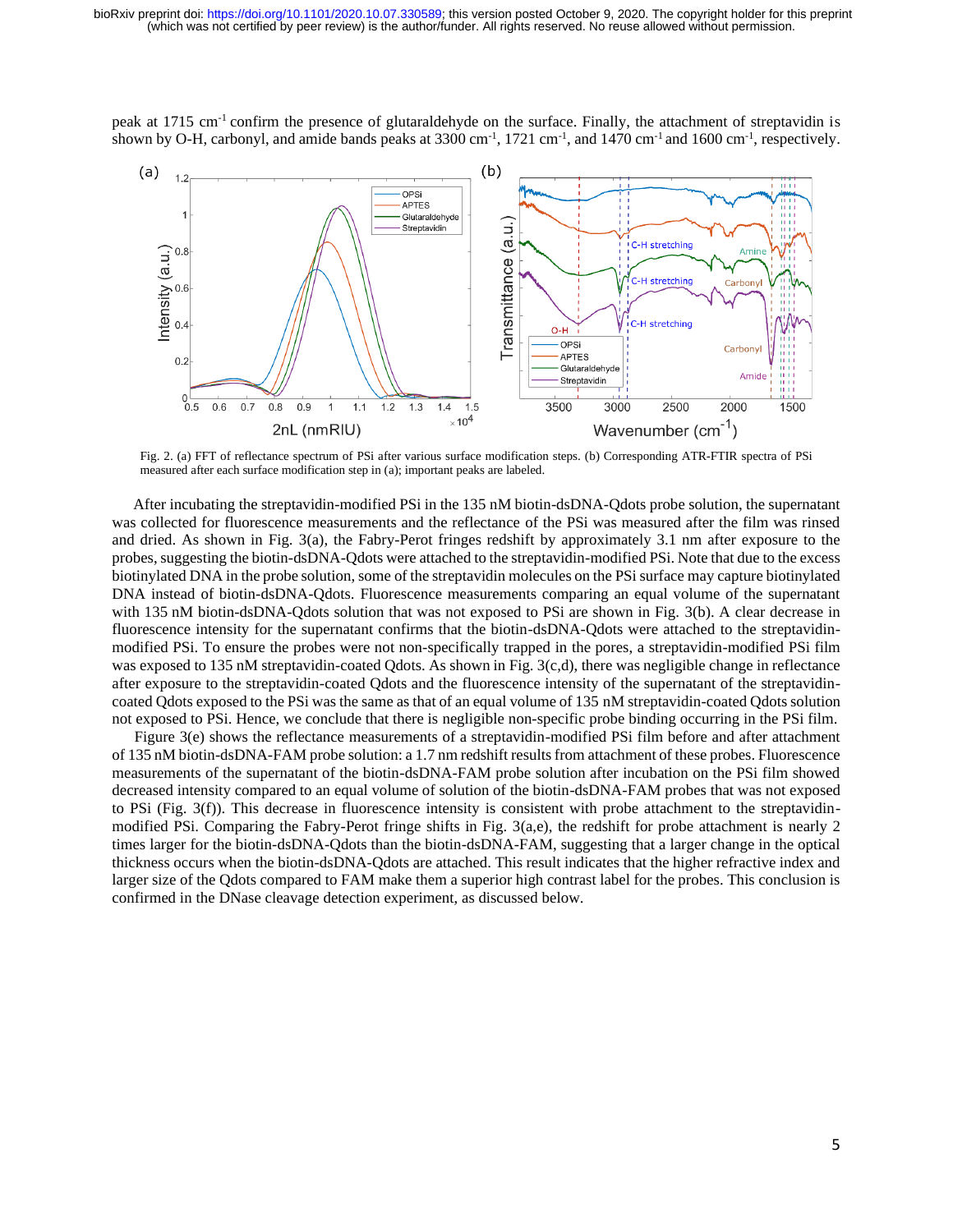peak at 1715 cm$^{-1}$ confirm the presence of glutaraldehyde on the surface. Finally, the attachment of streptavidin is shown by O-H, carbonyl, and amide bands peaks at 3300 cm$^{-1}$, 1721 cm$^{-1}$, and 1470 cm$^{-1}$ and 1600 cm$^{-1}$, respectively.

Fig. 2. (a) FFT of reflectance spectrum of PSi after various surface modification steps. (b) Corresponding ATR-FTIR spectra of PSi measured after each surface modification step in (a); important peaks are labeled.

After incubating the streptavidin-modified PSi in the 135 nM biotin-dsDNA-Qdots probe solution, the supernatant was collected for fluorescence measurements and the reflectance of the PSi was measured after the film was rinsed and dried. As shown in Fig. 3(a), the Fabry-Perot fringes redshift by approximately 3.1 nm after exposure to the probes, suggesting the biotin-dsDNA-Qdots were attached to the streptavidin-modified PSi. Note that due to the excess biotinylated DNA in the probe solution, some of the streptavidin molecules on the PSi surface may capture biotinylated DNA instead of biotin-dsDNA-Qdots. Fluorescence measurements comparing an equal volume of the supernatant with 135 nM biotin-dsDNA-Qdots solution that was not exposed to PSi are shown in Fig. 3(b). A clear decrease in fluorescence intensity for the supernatant confirms that the biotin-dsDNA-Qdots were attached to the streptavidin-modified PSi. To ensure the probes were not non-specifically trapped in the pores, a streptavidin-modified PSi film was exposed to 135 nM streptavidin-coated Qdots. As shown in Fig. 3(c,d), there was negligible change in reflectance after exposure to the streptavidin-coated Qdots and the fluorescence intensity of the supernatant of the streptavidin-coated Qdots exposed to the PSi was the same as that of an equal volume of 135 nM streptavidin-coated Qdots solution not exposed to PSi. Hence, we conclude that there is negligible non-specific probe binding occurring in the PSi film.

Figure 3(e) shows the reflectance measurements of a streptavidin-modified PSi film before and after attachment of 135 nM biotin-dsDNA-FAM probe solution: a 1.7 nm redshift results from attachment of these probes. Fluorescence measurements of the supernatant of the biotin-dsDNA-FAM probe solution after incubation on the PSi film showed decreased intensity compared to an equal volume of solution of the biotin-dsDNA-FAM probes that was not exposed to PSi (Fig. 3(f)). This decrease in fluorescence intensity is consistent with probe attachment to the streptavidin-modified PSi. Comparing the Fabry-Perot fringe shifts in Fig. 3(a,e), the redshift for probe attachment is nearly 2 times larger for the biotin-dsDNA-Qdots than the biotin-dsDNA-FAM, suggesting that a larger change in the optical thickness occurs when the biotin-dsDNA-Qdots are attached. This result indicates that the higher refractive index and larger size of the Qdots compared to FAM make them a superior high contrast label for the probes. This conclusion is confirmed in the DNase cleavage detection experiment, as discussed below.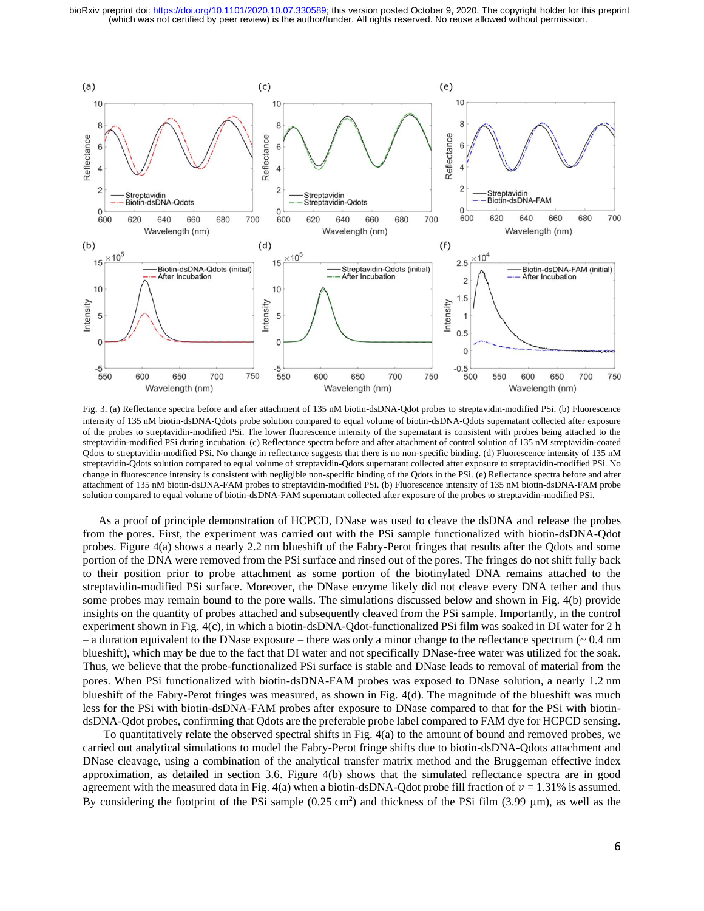Fig. 3. (a) Reflectance spectra before and after attachment of 135 nM biotin-dsDNA-Qdot probes to streptavidin-modified PSi. (b) Fluorescence intensity of 135 nM biotin-dsDNA-Qdots probe solution compared to equal volume of biotin-dsDNA-Qdots supernatant collected after exposure of the probes to streptavidin-modified PSi. The lower fluorescence intensity of the supernatant is consistent with probes being attached to the streptavidin-modified PSi during incubation. (c) Reflectance spectra before and after attachment of control solution of 135 nM streptavidin-coated Qdots to streptavidin-modified PSi. No change in reflectance suggests that there is no non-specific binding. (d) Fluorescence intensity of 135 nM streptavidin-Qdots solution compared to equal volume of streptavidin-Qdots supernatant collected after exposure to streptavidin-modified PSi. No change in fluorescence intensity is consistent with negligible non-specific binding of the Qdots in the PSi. (e) Reflectance spectra before and after attachment of 135 nM biotin-dsDNA-FAM probes to streptavidin-modified PSi. (b) Fluorescence intensity of 135 nM biotin-dsDNA-FAM probe solution compared to equal volume of biotin-dsDNA-FAM supernatant collected after exposure of the probes to streptavidin-modified PSi.

As a proof of principle demonstration of HCPCD, DNase was used to cleave the dsDNA and release the probes from the pores. First, the experiment was carried out with the PSi sample functionalized with biotin-dsDNA-Qdot probes. Figure 4(a) shows a nearly 2.2 nm blueshift of the Fabry-Perot fringes that results after the Qdots and some portion of the DNA were removed from the PSi surface and rinsed out of the pores. The fringes do not shift fully back to their position prior to probe attachment as some portion of the biotinylated DNA remains attached to the streptavidin-modified PSi surface. Moreover, the DNase enzyme likely did not cleave every DNA tether and thus some probes may remain bound to the pore walls. The simulations discussed below and shown in Fig. 4(b) provide insights on the quantity of probes attached and subsequently cleaved from the PSi sample. Importantly, in the control experiment shown in Fig. 4(c), in which a biotin-dsDNA-Qdot-functionalized PSi film was soaked in DI water for 2 h – a duration equivalent to the DNase exposure – there was only a minor change to the reflectance spectrum (~ 0.4 nm blueshift), which may be due to the fact that DI water and not specifically DNase-free water was utilized for the soak. Thus, we believe that the probe-functionalized PSi surface is stable and DNase leads to removal of material from the pores. When PSi functionalized with biotin-dsDNA-FAM probes was exposed to DNase solution, a nearly 1.2 nm blueshift of the Fabry-Perot fringes was measured, as shown in Fig. 4(d). The magnitude of the blueshift was much less for the PSi with biotin-dsDNA-FAM probes after exposure to DNase compared to that for the PSi with biotin-dsDNA-Qdot probes, confirming that Qdots are the preferable probe label compared to FAM dye for HCPCD sensing.

To quantitatively relate the observed spectral shifts in Fig. 4(a) to the amount of bound and removed probes, we carried out analytical simulations to model the Fabry-Perot fringe shifts due to biotin-dsDNA-Qdots attachment and DNase cleavage, using a combination of the analytical transfer matrix method and the Bruggeman effective index approximation, as detailed in section 3.6. Figure 4(b) shows that the simulated reflectance spectra are in good agreement with the measured data in Fig. 4(a) when a biotin-dsDNA-Qdot probe fill fraction of $v = 1.31\%$ is assumed. By considering the footprint of the PSi sample (0.25 cm$^2$) and thickness of the PSi film (3.99 μm), as well as the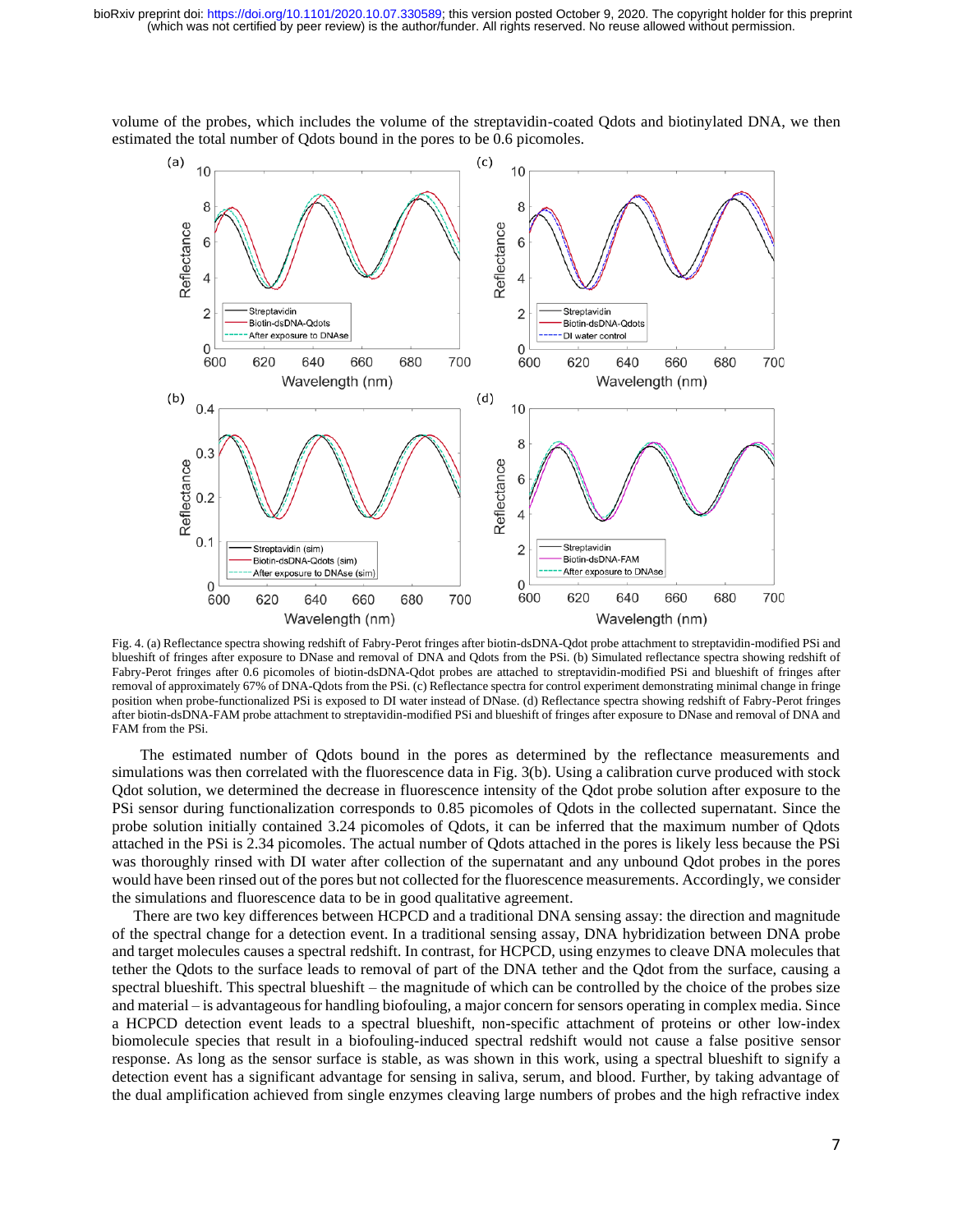volume of the probes, which includes the volume of the streptavidin-coated Qdots and biotinylated DNA, we then estimated the total number of Qdots bound in the pores to be 0.6 picomoles.

Fig. 4. (a) Reflectance spectra showing redshift of Fabry-Perot fringes after biotin-dsDNA-Qdot probe attachment to streptavidin-modified PSi and blueshift of fringes after exposure to DNase and removal of DNA and Qdots from the PSi. (b) Simulated reflectance spectra showing redshift of Fabry-Perot fringes after 0.6 picomoles of biotin-dsDNA-Qdot probes are attached to streptavidin-modified PSi and blueshift of fringes after removal of approximately 67% of DNA-Qdots from the PSi. (c) Reflectance spectra for control experiment demonstrating minimal change in fringe position when probe-functionalized PSi is exposed to DI water instead of DNase. (d) Reflectance spectra showing redshift of Fabry-Perot fringes after biotin-dsDNA-FAM probe attachment to streptavidin-modified PSi and blueshift of fringes after exposure to DNase and removal of DNA and FAM from the PSi.

The estimated number of Qdots bound in the pores as determined by the reflectance measurements and simulations was then correlated with the fluorescence data in Fig. 3(b). Using a calibration curve produced with stock Qdot solution, we determined the decrease in fluorescence intensity of the Qdot probe solution after exposure to the PSi sensor during functionalization corresponds to 0.85 picomoles of Qdots in the collected supernatant. Since the probe solution initially contained 3.24 picomoles of Qdots, it can be inferred that the maximum number of Qdots attached in the PSi is 2.34 picomoles. The actual number of Qdots attached in the pores is likely less because the PSi was thoroughly rinsed with DI water after collection of the supernatant and any unbound Qdot probes in the pores would have been rinsed out of the pores but not collected for the fluorescence measurements. Accordingly, we consider the simulations and fluorescence data to be in good qualitative agreement.

There are two key differences between HCPCD and a traditional DNA sensing assay: the direction and magnitude of the spectral change for a detection event. In a traditional sensing assay, DNA hybridization between DNA probe and target molecules causes a spectral redshift. In contrast, for HCPCD, using enzymes to cleave DNA molecules that tether the Qdots to the surface leads to removal of part of the DNA tether and the Qdot from the surface, causing a spectral blueshift. This spectral blueshift – the magnitude of which can be controlled by the choice of the probes size and material – is advantageous for handling biofouling, a major concern for sensors operating in complex media. Since a HCPCD detection event leads to a spectral blueshift, non-specific attachment of proteins or other low-index biomolecule species that result in a biofouling-induced spectral redshift would not cause a false positive sensor response. As long as the sensor surface is stable, as was shown in this work, using a spectral blueshift to signify a detection event has a significant advantage for sensing in saliva, serum, and blood. Further, by taking advantage of the dual amplification achieved from single enzymes cleaving large numbers of probes and the high refractive index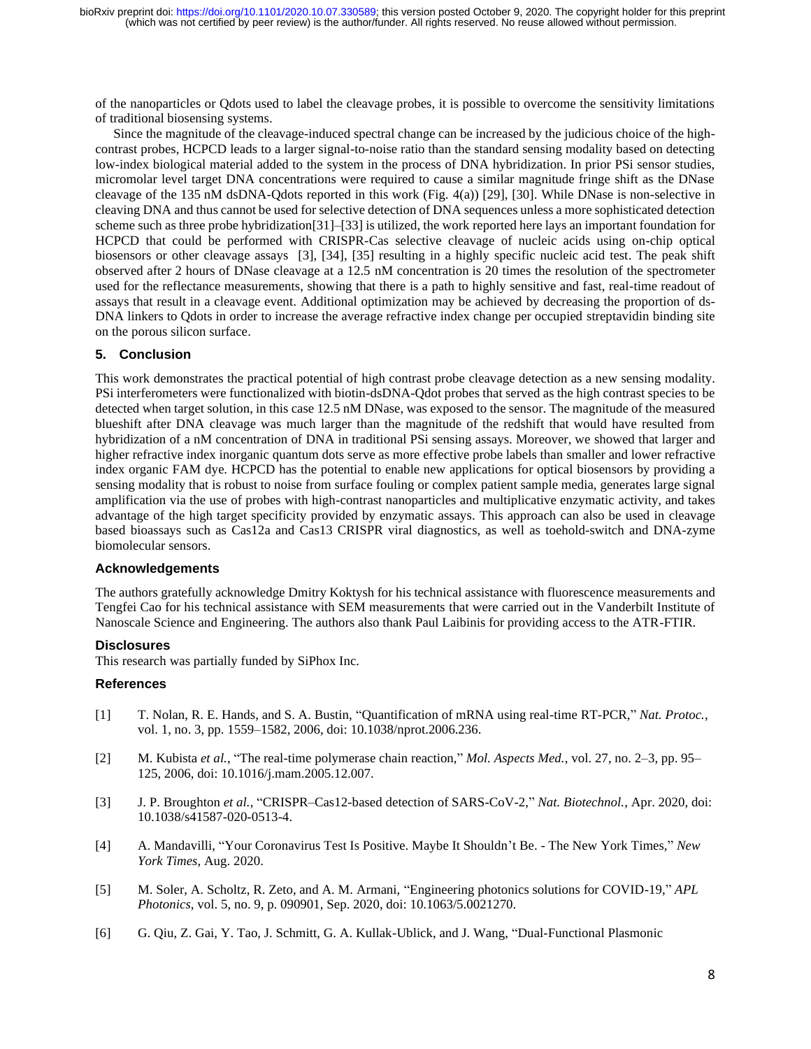of the nanoparticles or Qdots used to label the cleavage probes, it is possible to overcome the sensitivity limitations of traditional biosensing systems.

Since the magnitude of the cleavage-induced spectral change can be increased by the judicious choice of the high-contrast probes, HCPCD leads to a larger signal-to-noise ratio than the standard sensing modality based on detecting low-index biological material added to the system in the process of DNA hybridization. In prior PSi sensor studies, micromolar level target DNA concentrations were required to cause a similar magnitude fringe shift as the DNase cleavage of the 135 nM dsDNA-Qdots reported in this work (Fig. 4(a)) [29], [30]. While DNase is non-selective in cleaving DNA and thus cannot be used for selective detection of DNA sequences unless a more sophisticated detection scheme such as three probe hybridization[31]–[33] is utilized, the work reported here lays an important foundation for HCPCD that could be performed with CRISPR-Cas selective cleavage of nucleic acids using on-chip optical biosensors or other cleavage assays [3], [34], [35] resulting in a highly specific nucleic acid test. The peak shift observed after 2 hours of DNase cleavage at a 12.5 nM concentration is 20 times the resolution of the spectrometer used for the reflectance measurements, showing that there is a path to highly sensitive and fast, real-time readout of assays that result in a cleavage event. Additional optimization may be achieved by decreasing the proportion of ds-DNA linkers to Qdots in order to increase the average refractive index change per occupied streptavidin binding site on the porous silicon surface.

## 5. Conclusion

This work demonstrates the practical potential of high contrast probe cleavage detection as a new sensing modality. PSi interferometers were functionalized with biotin-dsDNA-Qdot probes that served as the high contrast species to be detected when target solution, in this case 12.5 nM DNase, was exposed to the sensor. The magnitude of the measured blueshift after DNA cleavage was much larger than the magnitude of the redshift that would have resulted from hybridization of a nM concentration of DNA in traditional PSi sensing assays. Moreover, we showed that larger and higher refractive index inorganic quantum dots serve as more effective probe labels than smaller and lower refractive index organic FAM dye. HCPCD has the potential to enable new applications for optical biosensors by providing a sensing modality that is robust to noise from surface fouling or complex patient sample media, generates large signal amplification via the use of probes with high-contrast nanoparticles and multiplicative enzymatic activity, and takes advantage of the high target specificity provided by enzymatic assays. This approach can also be used in cleavage based bioassays such as Cas12a and Cas13 CRISPR viral diagnostics, as well as toehold-switch and DNA-zyme biomolecular sensors.

### Acknowledgements

The authors gratefully acknowledge Dmitry Koktysh for his technical assistance with fluorescence measurements and Tengfei Cao for his technical assistance with SEM measurements that were carried out in the Vanderbilt Institute of Nanoscale Science and Engineering. The authors also thank Paul Laibinis for providing access to the ATR-FTIR.

### Disclosures

This research was partially funded by SiPhox Inc.

### References

[1] T. Nolan, R. E. Hands, and S. A. Bustin, "Quantification of mRNA using real-time RT-PCR," *Nat. Protoc.*, vol. 1, no. 3, pp. 1559–1582, 2006, doi: 10.1038/nprot.2006.236.

[2] M. Kubista *et al.*, "The real-time polymerase chain reaction," *Mol. Aspects Med.*, vol. 27, no. 2–3, pp. 95–125, 2006, doi: 10.1016/j.mam.2005.12.007.

[3] J. P. Broughton *et al.*, "CRISPR–Cas12-based detection of SARS-CoV-2," *Nat. Biotechnol.*, Apr. 2020, doi: 10.1038/s41587-020-0513-4.

[4] A. Mandavilli, "Your Coronavirus Test Is Positive. Maybe It Shouldn't Be. - The New York Times," *New York Times*, Aug. 2020.

[5] M. Soler, A. Scholtz, R. Zeto, and A. M. Armani, "Engineering photonics solutions for COVID-19," *APL Photonics*, vol. 5, no. 9, p. 090901, Sep. 2020, doi: 10.1063/5.0021270.

[6] G. Qiu, Z. Gai, Y. Tao, J. Schmitt, G. A. Kullak-Ublick, and J. Wang, "Dual-Functional Plasmonic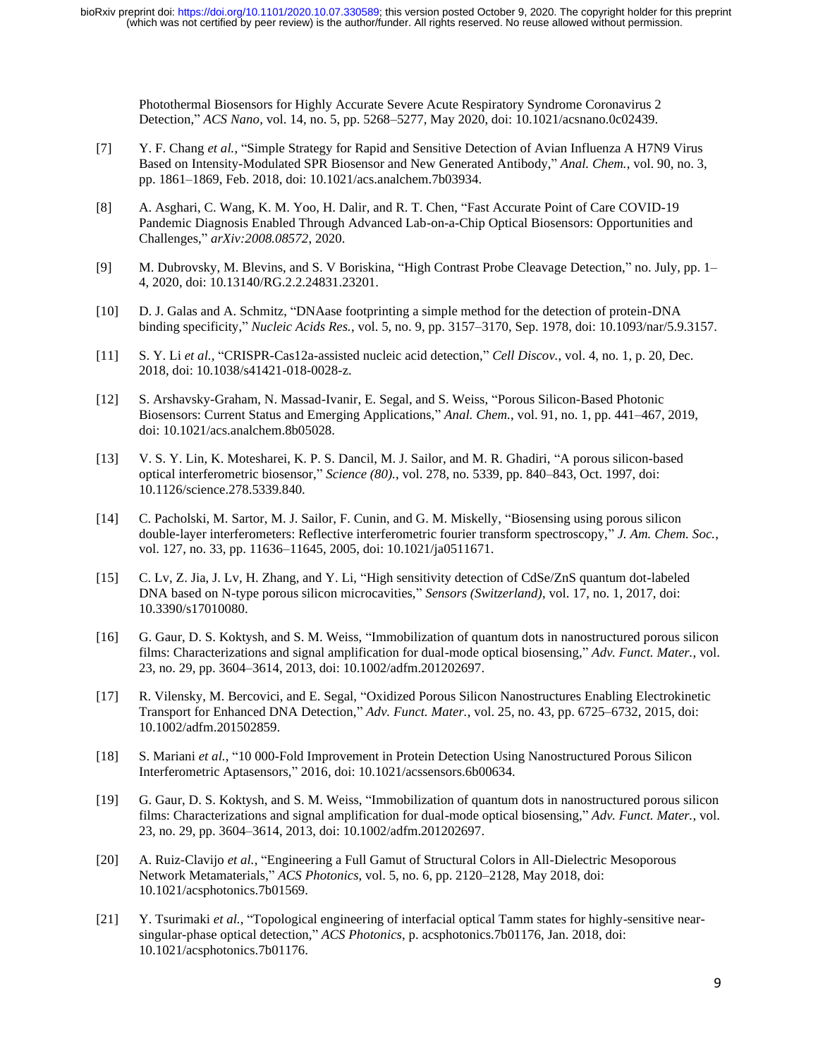Photothermal Biosensors for Highly Accurate Severe Acute Respiratory Syndrome Coronavirus 2 Detection," *ACS Nano*, vol. 14, no. 5, pp. 5268–5277, May 2020, doi: 10.1021/acsnano.0c02439.

[7] Y. F. Chang *et al.*, "Simple Strategy for Rapid and Sensitive Detection of Avian Influenza A H7N9 Virus Based on Intensity-Modulated SPR Biosensor and New Generated Antibody," *Anal. Chem.*, vol. 90, no. 3, pp. 1861–1869, Feb. 2018, doi: 10.1021/acs.analchem.7b03934.

[8] A. Asghari, C. Wang, K. M. Yoo, H. Dalir, and R. T. Chen, "Fast Accurate Point of Care COVID-19 Pandemic Diagnosis Enabled Through Advanced Lab-on-a-Chip Optical Biosensors: Opportunities and Challenges," *arXiv:2008.08572*, 2020.

[9] M. Dubrovsky, M. Blevins, and S. V Boriskina, "High Contrast Probe Cleavage Detection," no. July, pp. 1–4, 2020, doi: 10.13140/RG.2.2.24831.23201.

[10] D. J. Galas and A. Schmitz, "DNAase footprinting a simple method for the detection of protein-DNA binding specificity," *Nucleic Acids Res.*, vol. 5, no. 9, pp. 3157–3170, Sep. 1978, doi: 10.1093/nar/5.9.3157.

[11] S. Y. Li *et al.*, "CRISPR-Cas12a-assisted nucleic acid detection," *Cell Discov.*, vol. 4, no. 1, p. 20, Dec. 2018, doi: 10.1038/s41421-018-0028-z.

[12] S. Arshavsky-Graham, N. Massad-Ivanir, E. Segal, and S. Weiss, "Porous Silicon-Based Photonic Biosensors: Current Status and Emerging Applications," *Anal. Chem.*, vol. 91, no. 1, pp. 441–467, 2019, doi: 10.1021/acs.analchem.8b05028.

[13] V. S. Y. Lin, K. Motesharei, K. P. S. Dancil, M. J. Sailor, and M. R. Ghadiri, "A porous silicon-based optical interferometric biosensor," *Science (80).*, vol. 278, no. 5339, pp. 840–843, Oct. 1997, doi: 10.1126/science.278.5339.840.

[14] C. Pacholski, M. Sartor, M. J. Sailor, F. Cunin, and G. M. Miskelly, "Biosensing using porous silicon double-layer interferometers: Reflective interferometric fourier transform spectroscopy," *J. Am. Chem. Soc.*, vol. 127, no. 33, pp. 11636–11645, 2005, doi: 10.1021/ja0511671.

[15] C. Lv, Z. Jia, J. Lv, H. Zhang, and Y. Li, "High sensitivity detection of CdSe/ZnS quantum dot-labeled DNA based on N-type porous silicon microcavities," *Sensors (Switzerland)*, vol. 17, no. 1, 2017, doi: 10.3390/s17010080.

[16] G. Gaur, D. S. Koktysh, and S. M. Weiss, "Immobilization of quantum dots in nanostructured porous silicon films: Characterizations and signal amplification for dual-mode optical biosensing," *Adv. Funct. Mater.*, vol. 23, no. 29, pp. 3604–3614, 2013, doi: 10.1002/adfm.201202697.

[17] R. Vilensky, M. Bercovici, and E. Segal, "Oxidized Porous Silicon Nanostructures Enabling Electrokinetic Transport for Enhanced DNA Detection," *Adv. Funct. Mater.*, vol. 25, no. 43, pp. 6725–6732, 2015, doi: 10.1002/adfm.201502859.

[18] S. Mariani *et al.*, "10 000-Fold Improvement in Protein Detection Using Nanostructured Porous Silicon Interferometric Aptasensors," 2016, doi: 10.1021/acssensors.6b00634.

[19] G. Gaur, D. S. Koktysh, and S. M. Weiss, "Immobilization of quantum dots in nanostructured porous silicon films: Characterizations and signal amplification for dual-mode optical biosensing," *Adv. Funct. Mater.*, vol. 23, no. 29, pp. 3604–3614, 2013, doi: 10.1002/adfm.201202697.

[20] A. Ruiz-Clavijo *et al.*, "Engineering a Full Gamut of Structural Colors in All-Dielectric Mesoporous Network Metamaterials," *ACS Photonics*, vol. 5, no. 6, pp. 2120–2128, May 2018, doi: 10.1021/acsphotonics.7b01569.

[21] Y. Tsurimaki *et al.*, "Topological engineering of interfacial optical Tamm states for highly-sensitive near-singular-phase optical detection," *ACS Photonics*, p. acsphotonics.7b01176, Jan. 2018, doi: 10.1021/acsphotonics.7b01176.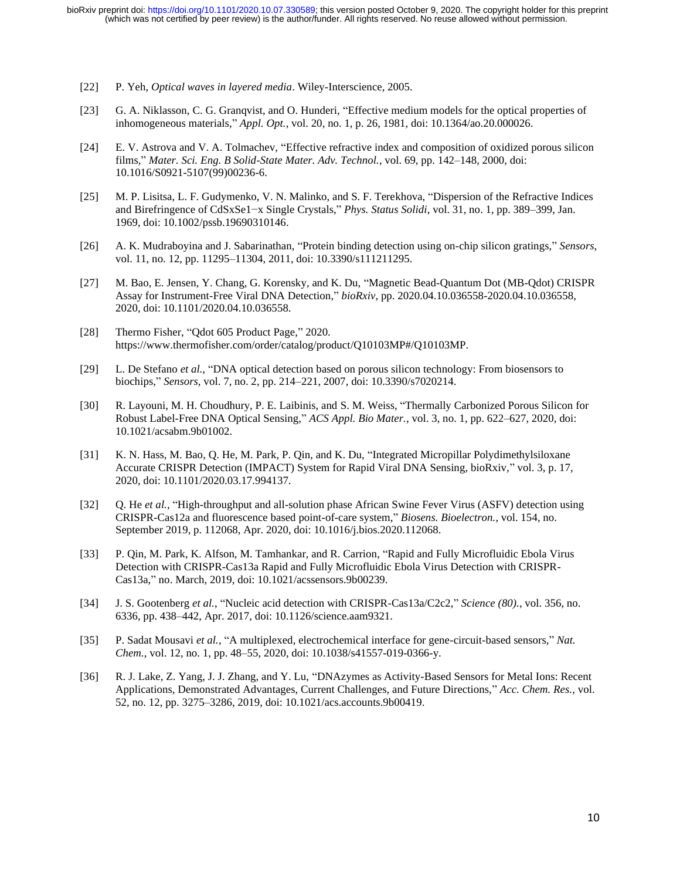[22] P. Yeh, *Optical waves in layered media*. Wiley-Interscience, 2005.

[23] G. A. Niklasson, C. G. Granqvist, and O. Hunderi, "Effective medium models for the optical properties of inhomogeneous materials," *Appl. Opt.*, vol. 20, no. 1, p. 26, 1981, doi: 10.1364/ao.20.000026.

[24] E. V. Astrova and V. A. Tolmachev, "Effective refractive index and composition of oxidized porous silicon films," *Mater. Sci. Eng. B Solid-State Mater. Adv. Technol.*, vol. 69, pp. 142–148, 2000, doi: 10.1016/S0921-5107(99)00236-6.

[25] M. P. Lisitsa, L. F. Gudymenko, V. N. Malinko, and S. F. Terekhova, "Dispersion of the Refractive Indices and Birefringence of CdSxSe1−x Single Crystals," *Phys. Status Solidi*, vol. 31, no. 1, pp. 389–399, Jan. 1969, doi: 10.1002/pssb.19690310146.

[26] A. K. Mudraboyina and J. Sabarinathan, "Protein binding detection using on-chip silicon gratings," *Sensors*, vol. 11, no. 12, pp. 11295–11304, 2011, doi: 10.3390/s111211295.

[27] M. Bao, E. Jensen, Y. Chang, G. Korensky, and K. Du, "Magnetic Bead-Quantum Dot (MB-Qdot) CRISPR Assay for Instrument-Free Viral DNA Detection," *bioRxiv*, pp. 2020.04.10.036558-2020.04.10.036558, 2020, doi: 10.1101/2020.04.10.036558.

[28] Thermo Fisher, "Qdot 605 Product Page," 2020. https://www.thermofisher.com/order/catalog/product/Q10103MP#/Q10103MP.

[29] L. De Stefano *et al.*, "DNA optical detection based on porous silicon technology: From biosensors to biochips," *Sensors*, vol. 7, no. 2, pp. 214–221, 2007, doi: 10.3390/s7020214.

[30] R. Layouni, M. H. Choudhury, P. E. Laibinis, and S. M. Weiss, "Thermally Carbonized Porous Silicon for Robust Label-Free DNA Optical Sensing," *ACS Appl. Bio Mater.*, vol. 3, no. 1, pp. 622–627, 2020, doi: 10.1021/acsabm.9b01002.

[31] K. N. Hass, M. Bao, Q. He, M. Park, P. Qin, and K. Du, "Integrated Micropillar Polydimethylsiloxane Accurate CRISPR Detection (IMPACT) System for Rapid Viral DNA Sensing, bioRxiv," vol. 3, p. 17, 2020, doi: 10.1101/2020.03.17.994137.

[32] Q. He *et al.*, "High-throughput and all-solution phase African Swine Fever Virus (ASFV) detection using CRISPR-Cas12a and fluorescence based point-of-care system," *Biosens. Bioelectron.*, vol. 154, no. September 2019, p. 112068, Apr. 2020, doi: 10.1016/j.bios.2020.112068.

[33] P. Qin, M. Park, K. Alfson, M. Tamhankar, and R. Carrion, "Rapid and Fully Microfluidic Ebola Virus Detection with CRISPR-Cas13a Rapid and Fully Microfluidic Ebola Virus Detection with CRISPR-Cas13a," no. March, 2019, doi: 10.1021/acssensors.9b00239.

[34] J. S. Gootenberg *et al.*, "Nucleic acid detection with CRISPR-Cas13a/C2c2," *Science (80).*, vol. 356, no. 6336, pp. 438–442, Apr. 2017, doi: 10.1126/science.aam9321.

[35] P. Sadat Mousavi *et al.*, "A multiplexed, electrochemical interface for gene-circuit-based sensors," *Nat. Chem.*, vol. 12, no. 1, pp. 48–55, 2020, doi: 10.1038/s41557-019-0366-y.

[36] R. J. Lake, Z. Yang, J. J. Zhang, and Y. Lu, "DNAzymes as Activity-Based Sensors for Metal Ions: Recent Applications, Demonstrated Advantages, Current Challenges, and Future Directions," *Acc. Chem. Res.*, vol. 52, no. 12, pp. 3275–3286, 2019, doi: 10.1021/acs.accounts.9b00419.